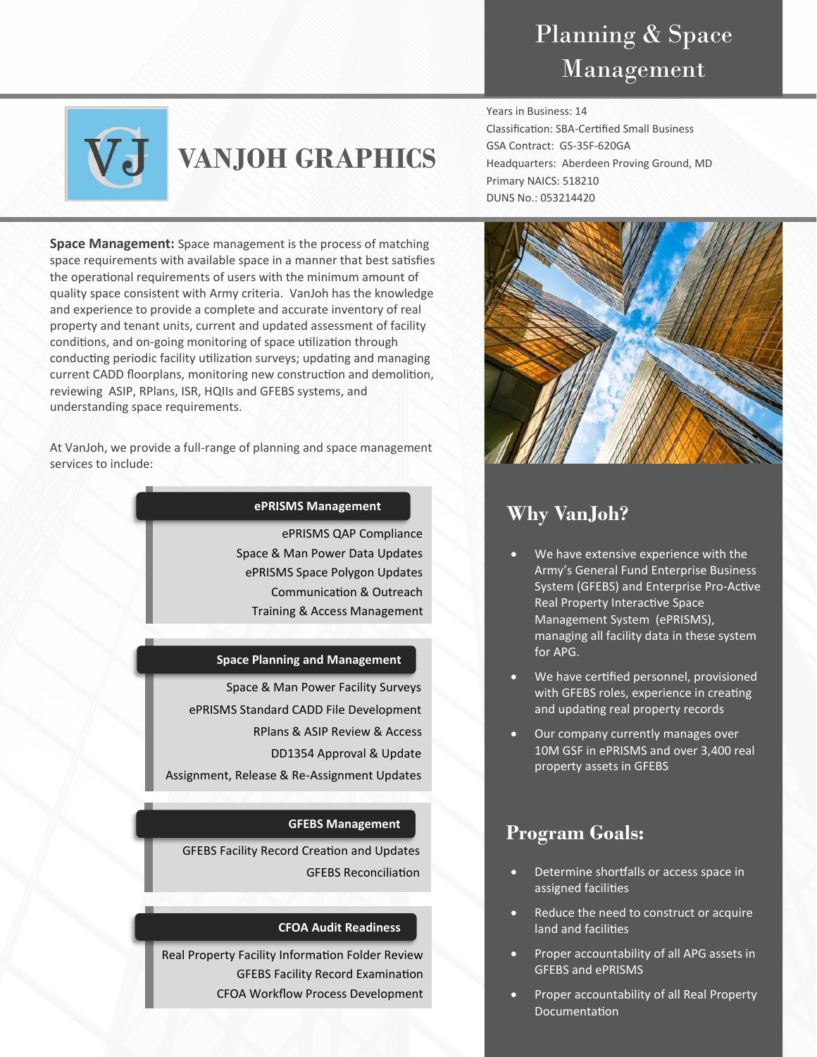# Planning & Space Management

## VANJOH GRAPHICS

Years in Business: 14
Classification: SBA-Certified Small Business
GSA Contract: GS-35F-620GA
Headquarters: Aberdeen Proving Ground, MD
Primary NAICS: 518210
DUNS No.: 053214420

**Space Management:** Space management is the process of matching space requirements with available space in a manner that best satisfies the operational requirements of users with the minimum amount of quality space consistent with Army criteria. VanJoh has the knowledge and experience to provide a complete and accurate inventory of real property and tenant units, current and updated assessment of facility conditions, and on-going monitoring of space utilization through conducting periodic facility utilization surveys; updating and managing current CADD floorplans, monitoring new construction and demolition, reviewing ASIP, RPlans, ISR, HQIIs and GFEBS systems, and understanding space requirements.

At VanJoh, we provide a full-range of planning and space management services to include:

### ePRISMS Management

- ePRISMS QAP Compliance
- Space & Man Power Data Updates
- ePRISMS Space Polygon Updates
- Communication & Outreach
- Training & Access Management

### Space Planning and Management

- Space & Man Power Facility Surveys
- ePRISMS Standard CADD File Development
- RPlans & ASIP Review & Access
- DD1354 Approval & Update
- Assignment, Release & Re-Assignment Updates

### GFEBS Management

- GFEBS Facility Record Creation and Updates
- GFEBS Reconciliation

### CFOA Audit Readiness

- Real Property Facility Information Folder Review
- GFEBS Facility Record Examination
- CFOA Workflow Process Development

## Why VanJoh?

- We have extensive experience with the Army's General Fund Enterprise Business System (GFEBS) and Enterprise Pro-Active Real Property Interactive Space Management System (ePRISMS), managing all facility data in these system for APG.
- We have certified personnel, provisioned with GFEBS roles, experience in creating and updating real property records
- Our company currently manages over 10M GSF in ePRISMS and over 3,400 real property assets in GFEBS

## Program Goals:

- Determine shortfalls or access space in assigned facilities
- Reduce the need to construct or acquire land and facilities
- Proper accountability of all APG assets in GFEBS and ePRISMS
- Proper accountability of all Real Property Documentation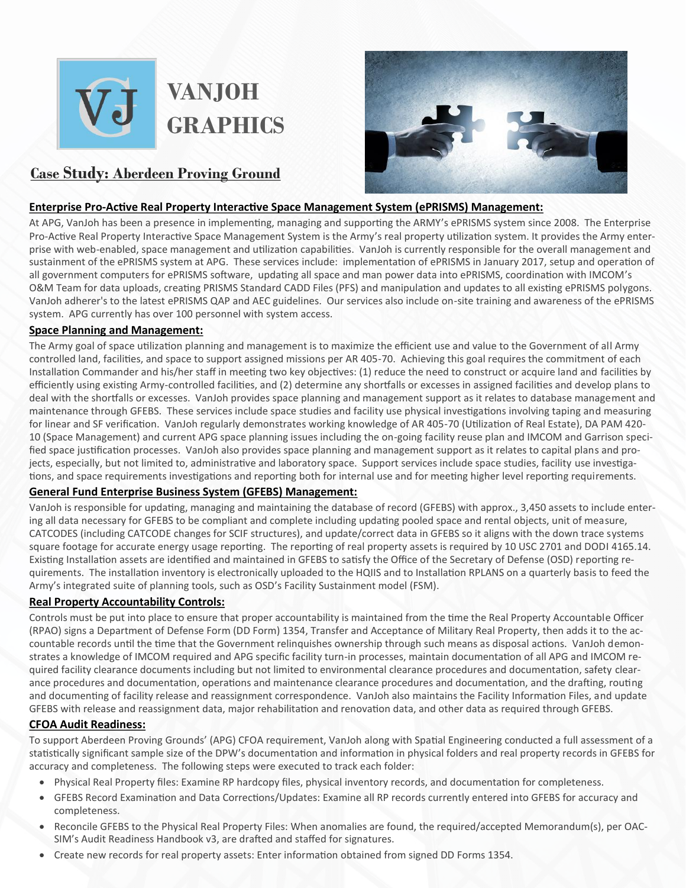# VANJOH GRAPHICS

## Case Study: Aberdeen Proving Ground

### Enterprise Pro-Active Real Property Interactive Space Management System (ePRISMS) Management:

At APG, VanJoh has been a presence in implementing, managing and supporting the ARMY's ePRISMS system since 2008. The Enterprise Pro-Active Real Property Interactive Space Management System is the Army's real property utilization system. It provides the Army enterprise with web-enabled, space management and utilization capabilities. VanJoh is currently responsible for the overall management and sustainment of the ePRISMS system at APG. These services include: implementation of ePRISMS in January 2017, setup and operation of all government computers for ePRISMS software, updating all space and man power data into ePRISMS, coordination with IMCOM's O&M Team for data uploads, creating PRISMS Standard CADD Files (PFS) and manipulation and updates to all existing ePRISMS polygons. VanJoh adherer's to the latest ePRISMS QAP and AEC guidelines. Our services also include on-site training and awareness of the ePRISMS system. APG currently has over 100 personnel with system access.

### Space Planning and Management:

The Army goal of space utilization planning and management is to maximize the efficient use and value to the Government of all Army controlled land, facilities, and space to support assigned missions per AR 405-70. Achieving this goal requires the commitment of each Installation Commander and his/her staff in meeting two key objectives: (1) reduce the need to construct or acquire land and facilities by efficiently using existing Army-controlled facilities, and (2) determine any shortfalls or excesses in assigned facilities and develop plans to deal with the shortfalls or excesses. VanJoh provides space planning and management support as it relates to database management and maintenance through GFEBS. These services include space studies and facility use physical investigations involving taping and measuring for linear and SF verification. VanJoh regularly demonstrates working knowledge of AR 405-70 (Utilization of Real Estate), DA PAM 420-10 (Space Management) and current APG space planning issues including the on-going facility reuse plan and IMCOM and Garrison specified space justification processes. VanJoh also provides space planning and management support as it relates to capital plans and projects, especially, but not limited to, administrative and laboratory space. Support services include space studies, facility use investigations, and space requirements investigations and reporting both for internal use and for meeting higher level reporting requirements.

### General Fund Enterprise Business System (GFEBS) Management:

VanJoh is responsible for updating, managing and maintaining the database of record (GFEBS) with approx., 3,450 assets to include entering all data necessary for GFEBS to be compliant and complete including updating pooled space and rental objects, unit of measure, CATCODES (including CATCODE changes for SCIF structures), and update/correct data in GFEBS so it aligns with the down trace systems square footage for accurate energy usage reporting. The reporting of real property assets is required by 10 USC 2701 and DODI 4165.14. Existing Installation assets are identified and maintained in GFEBS to satisfy the Office of the Secretary of Defense (OSD) reporting requirements. The installation inventory is electronically uploaded to the HQIIS and to Installation RPLANS on a quarterly basis to feed the Army's integrated suite of planning tools, such as OSD's Facility Sustainment model (FSM).

### Real Property Accountability Controls:

Controls must be put into place to ensure that proper accountability is maintained from the time the Real Property Accountable Officer (RPAO) signs a Department of Defense Form (DD Form) 1354, Transfer and Acceptance of Military Real Property, then adds it to the accountable records until the time that the Government relinquishes ownership through such means as disposal actions. VanJoh demonstrates a knowledge of IMCOM required and APG specific facility turn-in processes, maintain documentation of all APG and IMCOM required facility clearance documents including but not limited to environmental clearance procedures and documentation, safety clearance procedures and documentation, operations and maintenance clearance procedures and documentation, and the drafting, routing and documenting of facility release and reassignment correspondence. VanJoh also maintains the Facility Information Files, and update GFEBS with release and reassignment data, major rehabilitation and renovation data, and other data as required through GFEBS.

### CFOA Audit Readiness:

To support Aberdeen Proving Grounds' (APG) CFOA requirement, VanJoh along with Spatial Engineering conducted a full assessment of a statistically significant sample size of the DPW's documentation and information in physical folders and real property records in GFEBS for accuracy and completeness. The following steps were executed to track each folder:

- Physical Real Property files: Examine RP hardcopy files, physical inventory records, and documentation for completeness.
- GFEBS Record Examination and Data Corrections/Updates: Examine all RP records currently entered into GFEBS for accuracy and completeness.
- Reconcile GFEBS to the Physical Real Property Files: When anomalies are found, the required/accepted Memorandum(s), per OACSIM's Audit Readiness Handbook v3, are drafted and staffed for signatures.
- Create new records for real property assets: Enter information obtained from signed DD Forms 1354.